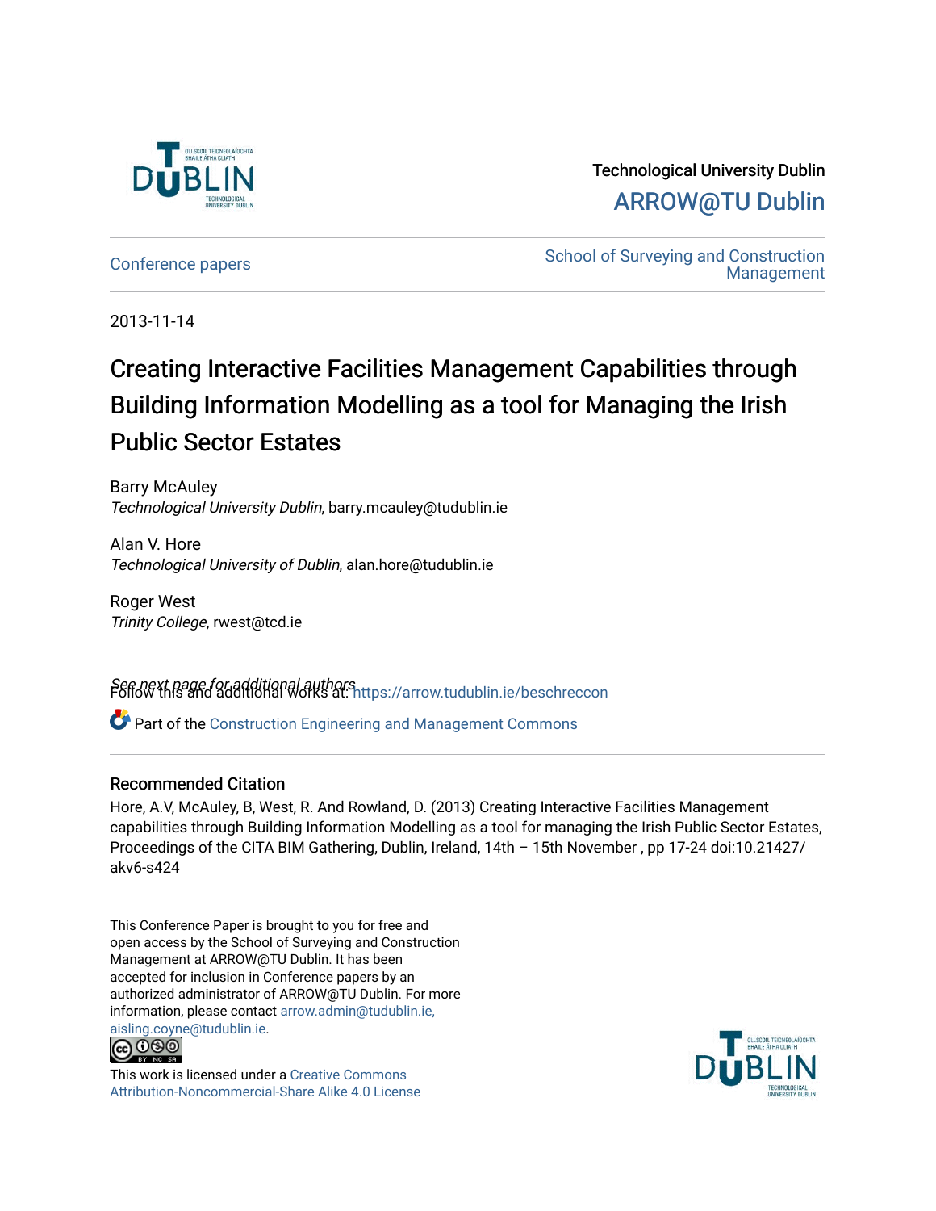Technological University Dublin

ARROW@TU Dublin

Conference papers

School of Surveying and Construction Management

2013-11-14

# Creating Interactive Facilities Management Capabilities through Building Information Modelling as a tool for Managing the Irish Public Sector Estates

Barry McAuley
*Technological University Dublin*, barry.mcauley@tudublin.ie

Alan V. Hore
*Technological University of Dublin*, alan.hore@tudublin.ie

Roger West
*Trinity College*, rwest@tcd.ie

*See next page for additional authors*

Follow this and additional works at: https://arrow.tudublin.ie/beschreccon

Part of the Construction Engineering and Management Commons

## Recommended Citation

Hore, A.V, McAuley, B, West, R. And Rowland, D. (2013) Creating Interactive Facilities Management capabilities through Building Information Modelling as a tool for managing the Irish Public Sector Estates, Proceedings of the CITA BIM Gathering, Dublin, Ireland, 14th – 15th November , pp 17-24 doi:10.21427/akv6-s424

This Conference Paper is brought to you for free and open access by the School of Surveying and Construction Management at ARROW@TU Dublin. It has been accepted for inclusion in Conference papers by an authorized administrator of ARROW@TU Dublin. For more information, please contact arrow.admin@tudublin.ie, aisling.coyne@tudublin.ie.

This work is licensed under a Creative Commons Attribution-Noncommercial-Share Alike 4.0 License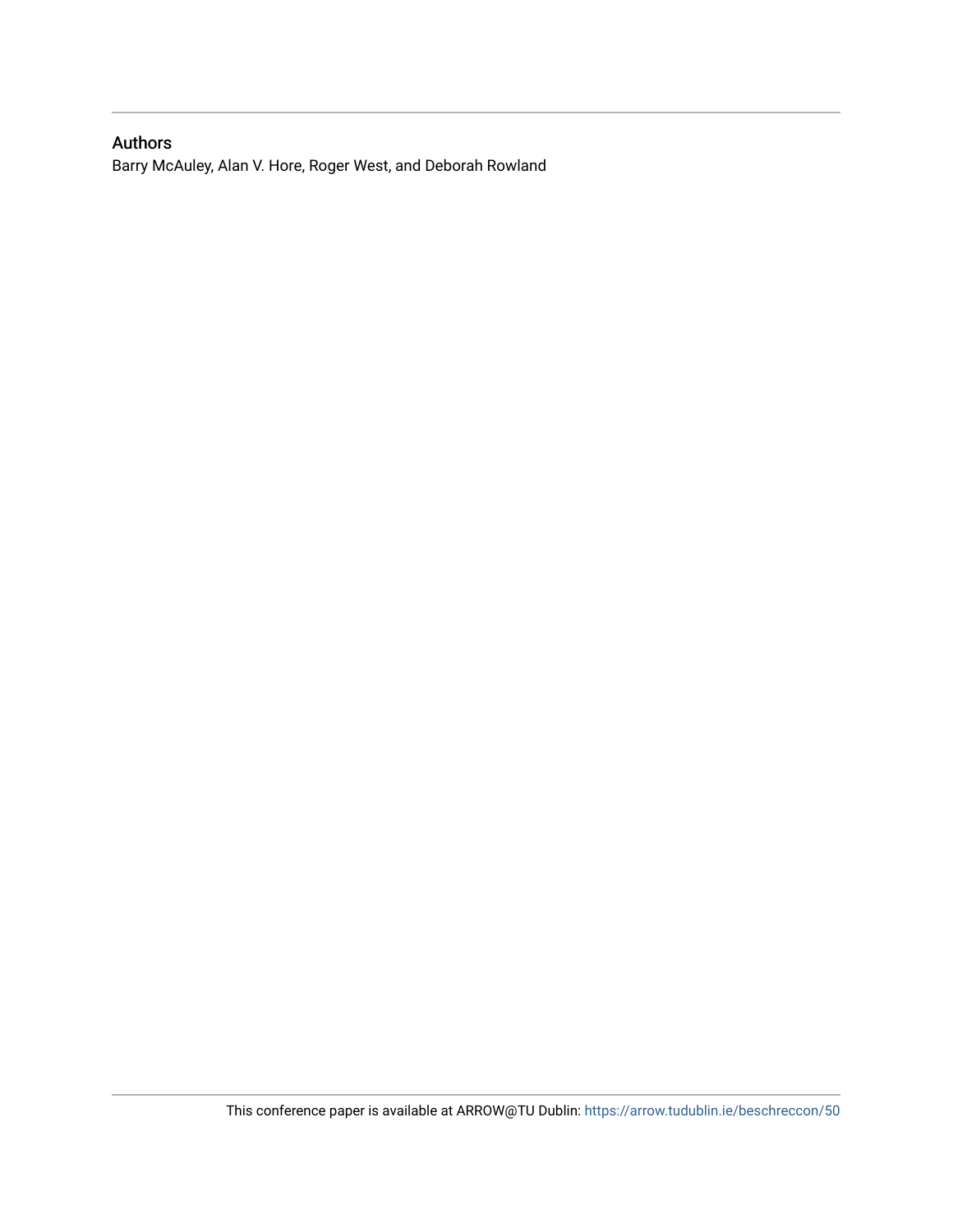## Authors

Barry McAuley, Alan V. Hore, Roger West, and Deborah Rowland

This conference paper is available at ARROW@TU Dublin: https://arrow.tudublin.ie/beschreccon/50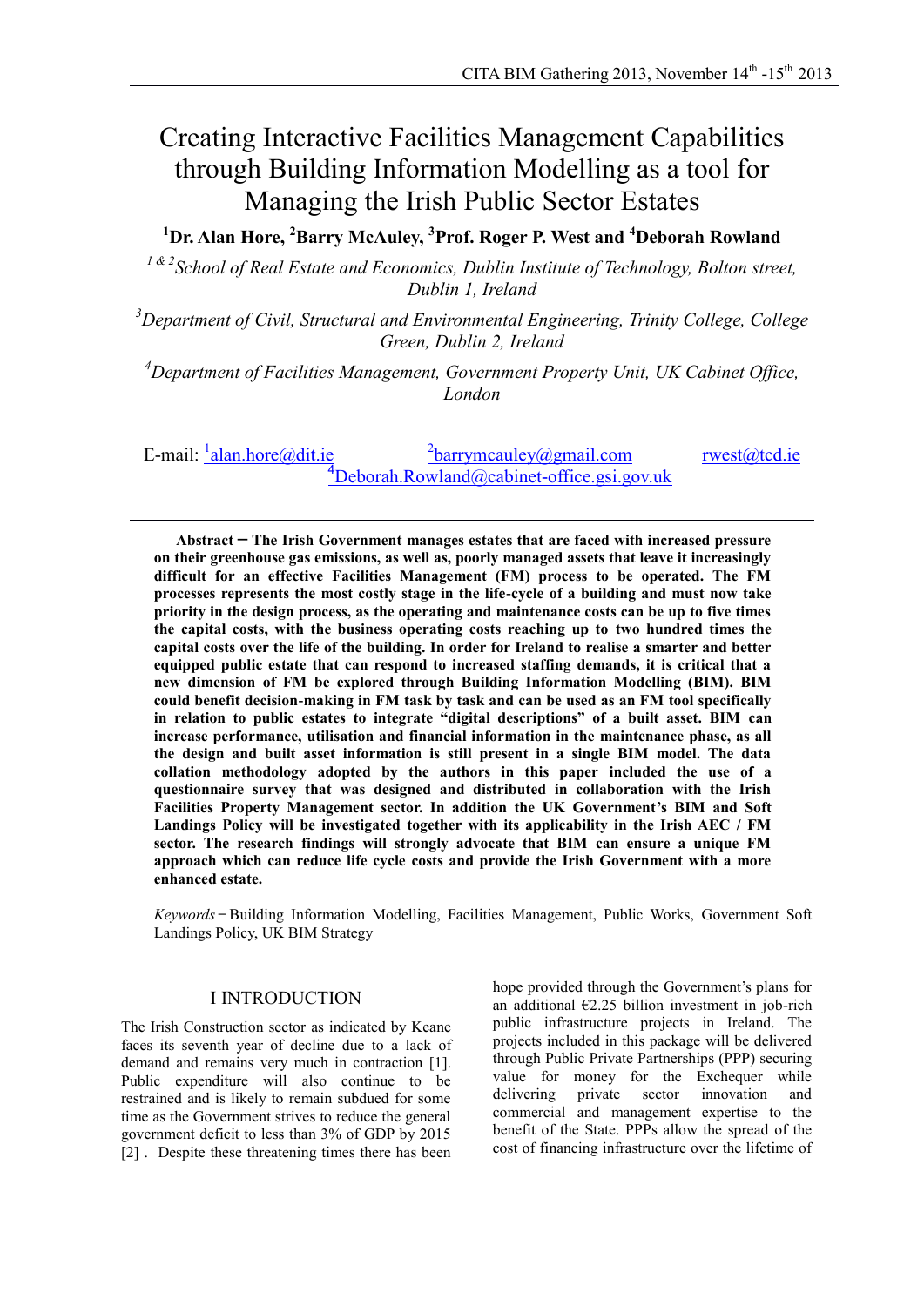# Creating Interactive Facilities Management Capabilities through Building Information Modelling as a tool for Managing the Irish Public Sector Estates

**[1]Dr. Alan Hore, [2]Barry McAuley, [3]Prof. Roger P. West and [4]Deborah Rowland**

*[1 & 2]School of Real Estate and Economics, Dublin Institute of Technology, Bolton street, Dublin 1, Ireland*

*[3]Department of Civil, Structural and Environmental Engineering, Trinity College, College Green, Dublin 2, Ireland*

*[4]Department of Facilities Management, Government Property Unit, UK Cabinet Office, London*

E-mail: [1]alan.hore@dit.ie [2]barrymcauley@gmail.com rwest@tcd.ie [4]Deborah.Rowland@cabinet-office.gsi.gov.uk

**Abstract – The Irish Government manages estates that are faced with increased pressure on their greenhouse gas emissions, as well as, poorly managed assets that leave it increasingly difficult for an effective Facilities Management (FM) process to be operated. The FM processes represents the most costly stage in the life-cycle of a building and must now take priority in the design process, as the operating and maintenance costs can be up to five times the capital costs, with the business operating costs reaching up to two hundred times the capital costs over the life of the building. In order for Ireland to realise a smarter and better equipped public estate that can respond to increased staffing demands, it is critical that a new dimension of FM be explored through Building Information Modelling (BIM). BIM could benefit decision-making in FM task by task and can be used as an FM tool specifically in relation to public estates to integrate "digital descriptions" of a built asset. BIM can increase performance, utilisation and financial information in the maintenance phase, as all the design and built asset information is still present in a single BIM model. The data collation methodology adopted by the authors in this paper included the use of a questionnaire survey that was designed and distributed in collaboration with the Irish Facilities Property Management sector. In addition the UK Government's BIM and Soft Landings Policy will be investigated together with its applicability in the Irish AEC / FM sector. The research findings will strongly advocate that BIM can ensure a unique FM approach which can reduce life cycle costs and provide the Irish Government with a more enhanced estate.**

*Keywords* – Building Information Modelling, Facilities Management, Public Works, Government Soft Landings Policy, UK BIM Strategy

## I INTRODUCTION

The Irish Construction sector as indicated by Keane faces its seventh year of decline due to a lack of demand and remains very much in contraction [1]. Public expenditure will also continue to be restrained and is likely to remain subdued for some time as the Government strives to reduce the general government deficit to less than 3% of GDP by 2015 [2] . Despite these threatening times there has been hope provided through the Government's plans for an additional €2.25 billion investment in job-rich public infrastructure projects in Ireland. The projects included in this package will be delivered through Public Private Partnerships (PPP) securing value for money for the Exchequer while delivering private sector innovation and commercial and management expertise to the benefit of the State. PPPs allow the spread of the cost of financing infrastructure over the lifetime of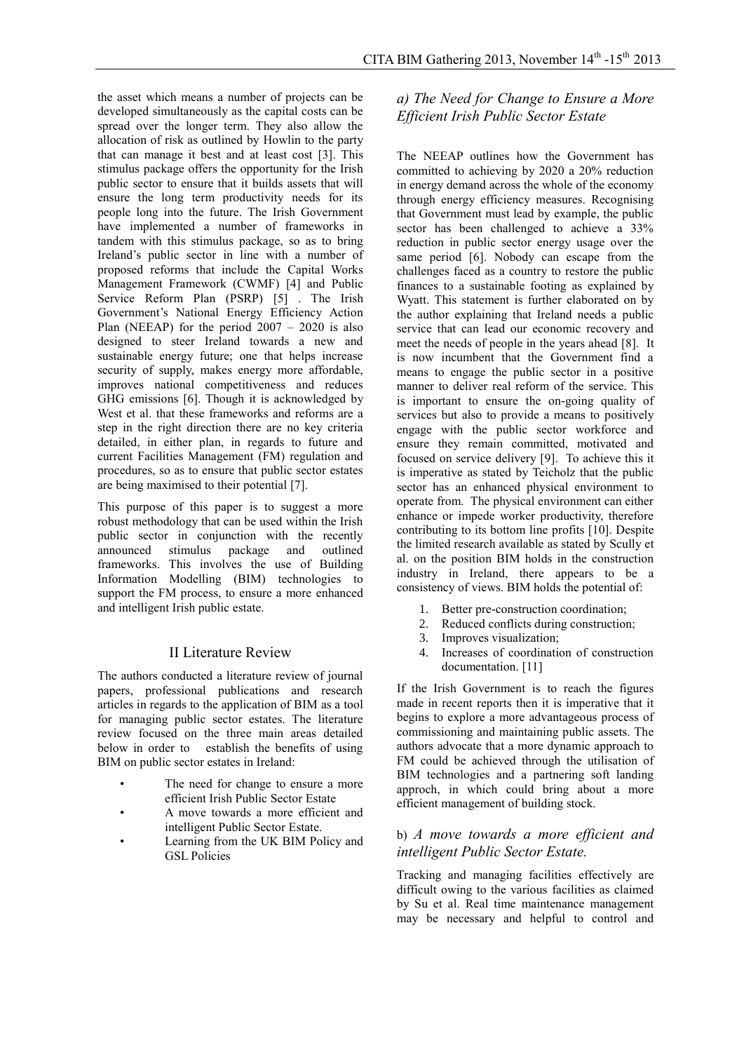the asset which means a number of projects can be developed simultaneously as the capital costs can be spread over the longer term. They also allow the allocation of risk as outlined by Howlin to the party that can manage it best and at least cost [3]. This stimulus package offers the opportunity for the Irish public sector to ensure that it builds assets that will ensure the long term productivity needs for its people long into the future. The Irish Government have implemented a number of frameworks in tandem with this stimulus package, so as to bring Ireland's public sector in line with a number of proposed reforms that include the Capital Works Management Framework (CWMF) [4] and Public Service Reform Plan (PSRP) [5] . The Irish Government's National Energy Efficiency Action Plan (NEEAP) for the period 2007 – 2020 is also designed to steer Ireland towards a new and sustainable energy future; one that helps increase security of supply, makes energy more affordable, improves national competitiveness and reduces GHG emissions [6]. Though it is acknowledged by West et al. that these frameworks and reforms are a step in the right direction there are no key criteria detailed, in either plan, in regards to future and current Facilities Management (FM) regulation and procedures, so as to ensure that public sector estates are being maximised to their potential [7].

This purpose of this paper is to suggest a more robust methodology that can be used within the Irish public sector in conjunction with the recently announced stimulus package and outlined frameworks. This involves the use of Building Information Modelling (BIM) technologies to support the FM process, to ensure a more enhanced and intelligent Irish public estate.

## II Literature Review

The authors conducted a literature review of journal papers, professional publications and research articles in regards to the application of BIM as a tool for managing public sector estates. The literature review focused on the three main areas detailed below in order to establish the benefits of using BIM on public sector estates in Ireland:

- The need for change to ensure a more efficient Irish Public Sector Estate
- A move towards a more efficient and intelligent Public Sector Estate.
- Learning from the UK BIM Policy and GSL Policies

### *a) The Need for Change to Ensure a More Efficient Irish Public Sector Estate*

The NEEAP outlines how the Government has committed to achieving by 2020 a 20% reduction in energy demand across the whole of the economy through energy efficiency measures. Recognising that Government must lead by example, the public sector has been challenged to achieve a 33% reduction in public sector energy usage over the same period [6]. Nobody can escape from the challenges faced as a country to restore the public finances to a sustainable footing as explained by Wyatt. This statement is further elaborated on by the author explaining that Ireland needs a public service that can lead our economic recovery and meet the needs of people in the years ahead [8]. It is now incumbent that the Government find a means to engage the public sector in a positive manner to deliver real reform of the service. This is important to ensure the on-going quality of services but also to provide a means to positively engage with the public sector workforce and ensure they remain committed, motivated and focused on service delivery [9]. To achieve this it is imperative as stated by Teicholz that the public sector has an enhanced physical environment to operate from. The physical environment can either enhance or impede worker productivity, therefore contributing to its bottom line profits [10]. Despite the limited research available as stated by Scully et al. on the position BIM holds in the construction industry in Ireland, there appears to be a consistency of views. BIM holds the potential of:

1. Better pre-construction coordination;
2. Reduced conflicts during construction;
3. Improves visualization;
4. Increases of coordination of construction documentation. [11]

If the Irish Government is to reach the figures made in recent reports then it is imperative that it begins to explore a more advantageous process of commissioning and maintaining public assets. The authors advocate that a more dynamic approach to FM could be achieved through the utilisation of BIM technologies and a partnering soft landing approch, in which could bring about a more efficient management of building stock.

### b) *A move towards a more efficient and intelligent Public Sector Estate.*

Tracking and managing facilities effectively are difficult owing to the various facilities as claimed by Su et al. Real time maintenance management may be necessary and helpful to control and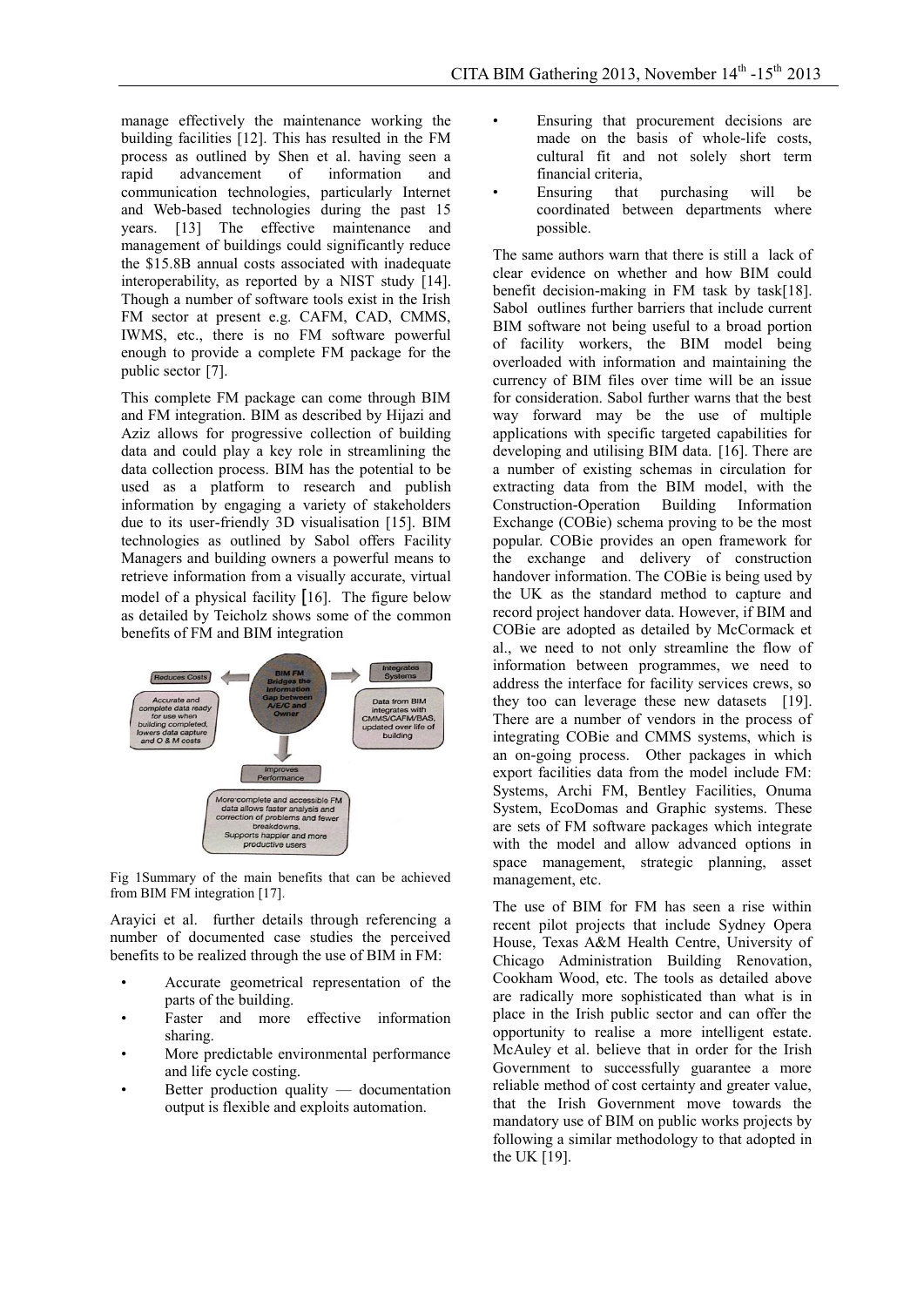manage effectively the maintenance working the building facilities [12]. This has resulted in the FM process as outlined by Shen et al. having seen a rapid advancement of information and communication technologies, particularly Internet and Web-based technologies during the past 15 years. [13] The effective maintenance and management of buildings could significantly reduce the $15.8B annual costs associated with inadequate interoperability, as reported by a NIST study [14]. Though a number of software tools exist in the Irish FM sector at present e.g. CAFM, CAD, CMMS, IWMS, etc., there is no FM software powerful enough to provide a complete FM package for the public sector [7].

This complete FM package can come through BIM and FM integration. BIM as described by Hijazi and Aziz allows for progressive collection of building data and could play a key role in streamlining the data collection process. BIM has the potential to be used as a platform to research and publish information by engaging a variety of stakeholders due to its user-friendly 3D visualisation [15]. BIM technologies as outlined by Sabol offers Facility Managers and building owners a powerful means to retrieve information from a visually accurate, virtual model of a physical facility [16]. The figure below as detailed by Teicholz shows some of the common benefits of FM and BIM integration

Fig 1Summary of the main benefits that can be achieved from BIM FM integration [17].

Arayici et al. further details through referencing a number of documented case studies the perceived benefits to be realized through the use of BIM in FM:

- Accurate geometrical representation of the parts of the building.
- Faster and more effective information sharing.
- More predictable environmental performance and life cycle costing.
- Better production quality — documentation output is flexible and exploits automation.
- Ensuring that procurement decisions are made on the basis of whole-life costs, cultural fit and not solely short term financial criteria,
- Ensuring that purchasing will be coordinated between departments where possible.

The same authors warn that there is still a lack of clear evidence on whether and how BIM could benefit decision-making in FM task by task[18]. Sabol outlines further barriers that include current BIM software not being useful to a broad portion of facility workers, the BIM model being overloaded with information and maintaining the currency of BIM files over time will be an issue for consideration. Sabol further warns that the best way forward may be the use of multiple applications with specific targeted capabilities for developing and utilising BIM data. [16]. There are a number of existing schemas in circulation for extracting data from the BIM model, with the Construction-Operation Building Information Exchange (COBie) schema proving to be the most popular. COBie provides an open framework for the exchange and delivery of construction handover information. The COBie is being used by the UK as the standard method to capture and record project handover data. However, if BIM and COBie are adopted as detailed by McCormack et al., we need to not only streamline the flow of information between programmes, we need to address the interface for facility services crews, so they too can leverage these new datasets [19]. There are a number of vendors in the process of integrating COBie and CMMS systems, which is an on-going process. Other packages in which export facilities data from the model include FM: Systems, Archi FM, Bentley Facilities, Onuma System, EcoDomas and Graphic systems. These are sets of FM software packages which integrate with the model and allow advanced options in space management, strategic planning, asset management, etc.

The use of BIM for FM has seen a rise within recent pilot projects that include Sydney Opera House, Texas A&M Health Centre, University of Chicago Administration Building Renovation, Cookham Wood, etc. The tools as detailed above are radically more sophisticated than what is in place in the Irish public sector and can offer the opportunity to realise a more intelligent estate. McAuley et al. believe that in order for the Irish Government to successfully guarantee a more reliable method of cost certainty and greater value, that the Irish Government move towards the mandatory use of BIM on public works projects by following a similar methodology to that adopted in the UK [19].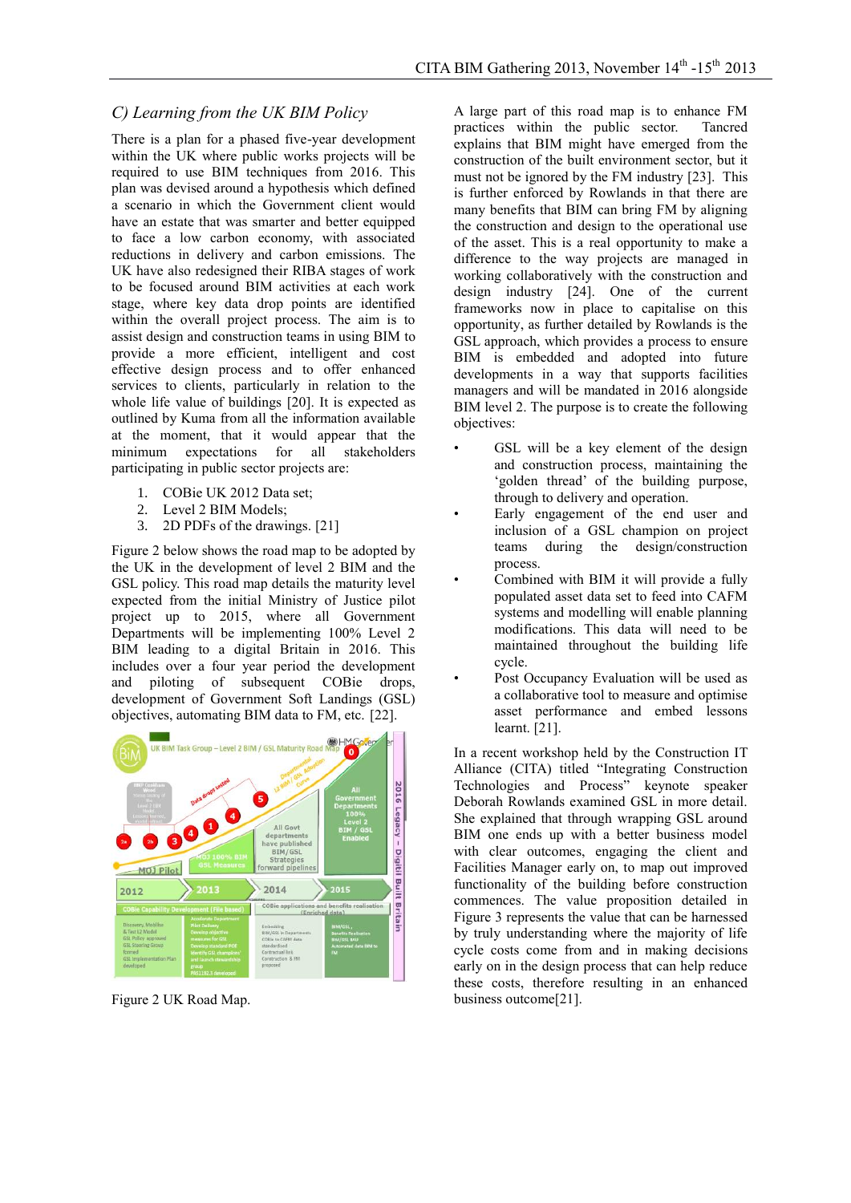### C) Learning from the UK BIM Policy

There is a plan for a phased five-year development within the UK where public works projects will be required to use BIM techniques from 2016. This plan was devised around a hypothesis which defined a scenario in which the Government client would have an estate that was smarter and better equipped to face a low carbon economy, with associated reductions in delivery and carbon emissions. The UK have also redesigned their RIBA stages of work to be focused around BIM activities at each work stage, where key data drop points are identified within the overall project process. The aim is to assist design and construction teams in using BIM to provide a more efficient, intelligent and cost effective design process and to offer enhanced services to clients, particularly in relation to the whole life value of buildings [20]. It is expected as outlined by Kuma from all the information available at the moment, that it would appear that the minimum expectations for all stakeholders participating in public sector projects are:

1. COBie UK 2012 Data set;
2. Level 2 BIM Models;
3. 2D PDFs of the drawings. [21]

Figure 2 below shows the road map to be adopted by the UK in the development of level 2 BIM and the GSL policy. This road map details the maturity level expected from the initial Ministry of Justice pilot project up to 2015, where all Government Departments will be implementing 100% Level 2 BIM leading to a digital Britain in 2016. This includes over a four year period the development and piloting of subsequent COBie drops, development of Government Soft Landings (GSL) objectives, automating BIM data to FM, etc. [22].

Figure 2 UK Road Map.

A large part of this road map is to enhance FM practices within the public sector. Tancred explains that BIM might have emerged from the construction of the built environment sector, but it must not be ignored by the FM industry [23]. This is further enforced by Rowlands in that there are many benefits that BIM can bring FM by aligning the construction and design to the operational use of the asset. This is a real opportunity to make a difference to the way projects are managed in working collaboratively with the construction and design industry [24]. One of the current frameworks now in place to capitalise on this opportunity, as further detailed by Rowlands is the GSL approach, which provides a process to ensure BIM is embedded and adopted into future developments in a way that supports facilities managers and will be mandated in 2016 alongside BIM level 2. The purpose is to create the following objectives:

- GSL will be a key element of the design and construction process, maintaining the 'golden thread' of the building purpose, through to delivery and operation.
- Early engagement of the end user and inclusion of a GSL champion on project teams during the design/construction process.
- Combined with BIM it will provide a fully populated asset data set to feed into CAFM systems and modelling will enable planning modifications. This data will need to be maintained throughout the building life cycle.
- Post Occupancy Evaluation will be used as a collaborative tool to measure and optimise asset performance and embed lessons learnt. [21].

In a recent workshop held by the Construction IT Alliance (CITA) titled "Integrating Construction Technologies and Process" keynote speaker Deborah Rowlands examined GSL in more detail. She explained that through wrapping GSL around BIM one ends up with a better business model with clear outcomes, engaging the client and Facilities Manager early on, to map out improved functionality of the building before construction commences. The value proposition detailed in Figure 3 represents the value that can be harnessed by truly understanding where the majority of life cycle costs come from and in making decisions early on in the design process that can help reduce these costs, therefore resulting in an enhanced business outcome[21].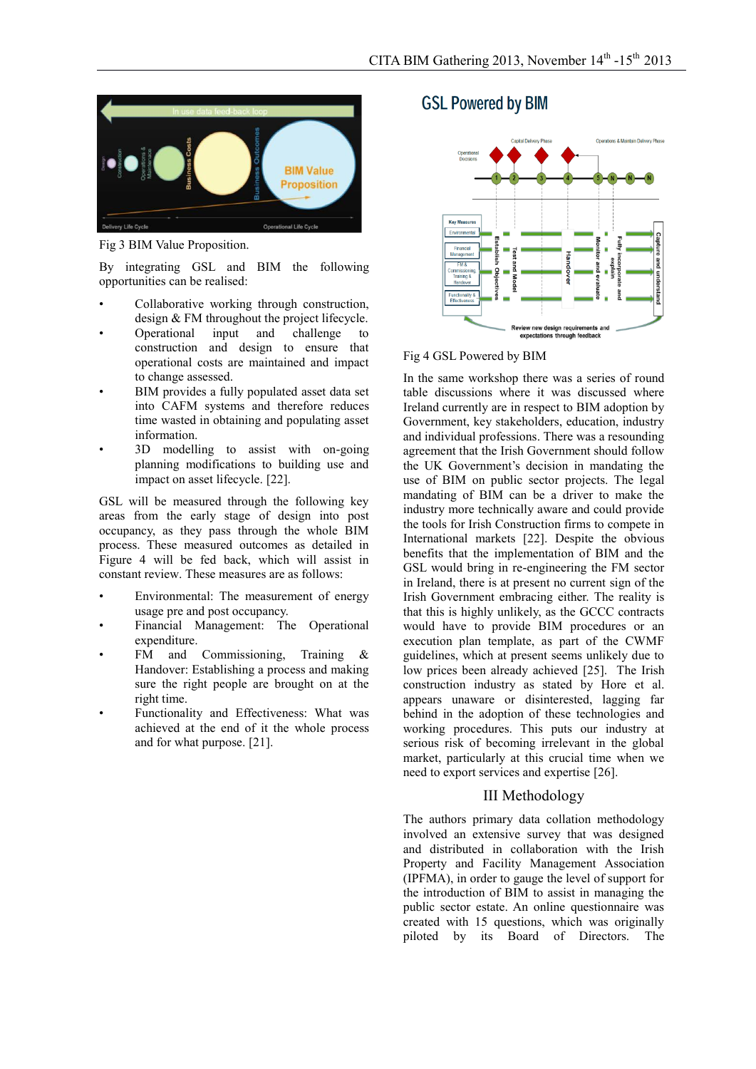Fig 3 BIM Value Proposition.

By integrating GSL and BIM the following opportunities can be realised:

- Collaborative working through construction, design & FM throughout the project lifecycle.
- Operational input and challenge to construction and design to ensure that operational costs are maintained and impact to change assessed.
- BIM provides a fully populated asset data set into CAFM systems and therefore reduces time wasted in obtaining and populating asset information.
- 3D modelling to assist with on-going planning modifications to building use and impact on asset lifecycle. [22].

GSL will be measured through the following key areas from the early stage of design into post occupancy, as they pass through the whole BIM process. These measured outcomes as detailed in Figure 4 will be fed back, which will assist in constant review. These measures are as follows:

- Environmental: The measurement of energy usage pre and post occupancy.
- Financial Management: The Operational expenditure.
- FM and Commissioning, Training & Handover: Establishing a process and making sure the right people are brought on at the right time.
- Functionality and Effectiveness: What was achieved at the end of it the whole process and for what purpose. [21].

Fig 4 GSL Powered by BIM

In the same workshop there was a series of round table discussions where it was discussed where Ireland currently are in respect to BIM adoption by Government, key stakeholders, education, industry and individual professions. There was a resounding agreement that the Irish Government should follow the UK Government's decision in mandating the use of BIM on public sector projects. The legal mandating of BIM can be a driver to make the industry more technically aware and could provide the tools for Irish Construction firms to compete in International markets [22]. Despite the obvious benefits that the implementation of BIM and the GSL would bring in re-engineering the FM sector in Ireland, there is at present no current sign of the Irish Government embracing either. The reality is that this is highly unlikely, as the GCCC contracts would have to provide BIM procedures or an execution plan template, as part of the CWMF guidelines, which at present seems unlikely due to low prices been already achieved [25]. The Irish construction industry as stated by Hore et al. appears unaware or disinterested, lagging far behind in the adoption of these technologies and working procedures. This puts our industry at serious risk of becoming irrelevant in the global market, particularly at this crucial time when we need to export services and expertise [26].

## III Methodology

The authors primary data collation methodology involved an extensive survey that was designed and distributed in collaboration with the Irish Property and Facility Management Association (IPFMA), in order to gauge the level of support for the introduction of BIM to assist in managing the public sector estate. An online questionnaire was created with 15 questions, which was originally piloted by its Board of Directors. The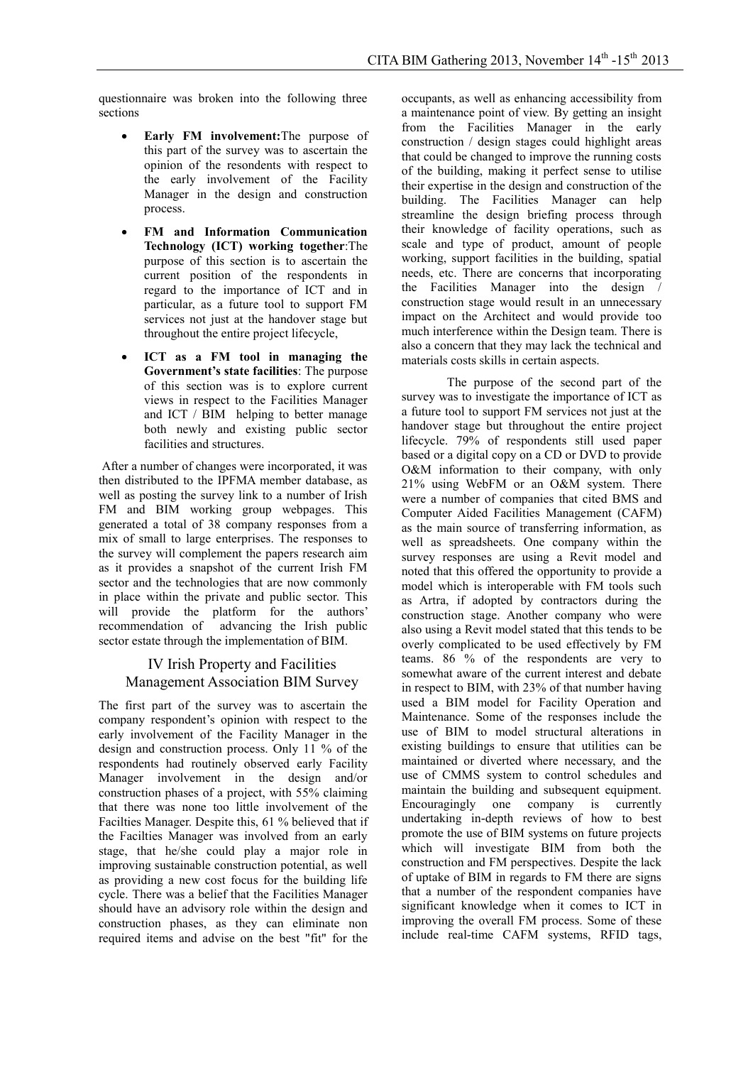questionnaire was broken into the following three sections

- **Early FM involvement:**The purpose of this part of the survey was to ascertain the opinion of the resondents with respect to the early involvement of the Facility Manager in the design and construction process.
- **FM and Information Communication Technology (ICT) working together**:The purpose of this section is to ascertain the current position of the respondents in regard to the importance of ICT and in particular, as a future tool to support FM services not just at the handover stage but throughout the entire project lifecycle,
- **ICT as a FM tool in managing the Government's state facilities**: The purpose of this section was is to explore current views in respect to the Facilities Manager and ICT / BIM helping to better manage both newly and existing public sector facilities and structures.

After a number of changes were incorporated, it was then distributed to the IPFMA member database, as well as posting the survey link to a number of Irish FM and BIM working group webpages. This generated a total of 38 company responses from a mix of small to large enterprises. The responses to the survey will complement the papers research aim as it provides a snapshot of the current Irish FM sector and the technologies that are now commonly in place within the private and public sector. This will provide the platform for the authors' recommendation of advancing the Irish public sector estate through the implementation of BIM.

## IV Irish Property and Facilities Management Association BIM Survey

The first part of the survey was to ascertain the company respondent's opinion with respect to the early involvement of the Facility Manager in the design and construction process. Only 11 % of the respondents had routinely observed early Facility Manager involvement in the design and/or construction phases of a project, with 55% claiming that there was none too little involvement of the Facilties Manager. Despite this, 61 % believed that if the Facilties Manager was involved from an early stage, that he/she could play a major role in improving sustainable construction potential, as well as providing a new cost focus for the building life cycle. There was a belief that the Facilities Manager should have an advisory role within the design and construction phases, as they can eliminate non required items and advise on the best "fit" for the occupants, as well as enhancing accessibility from a maintenance point of view. By getting an insight from the Facilities Manager in the early construction / design stages could highlight areas that could be changed to improve the running costs of the building, making it perfect sense to utilise their expertise in the design and construction of the building. The Facilities Manager can help streamline the design briefing process through their knowledge of facility operations, such as scale and type of product, amount of people working, support facilities in the building, spatial needs, etc. There are concerns that incorporating the Facilities Manager into the design / construction stage would result in an unnecessary impact on the Architect and would provide too much interference within the Design team. There is also a concern that they may lack the technical and materials costs skills in certain aspects.

The purpose of the second part of the survey was to investigate the importance of ICT as a future tool to support FM services not just at the handover stage but throughout the entire project lifecycle. 79% of respondents still used paper based or a digital copy on a CD or DVD to provide O&M information to their company, with only 21% using WebFM or an O&M system. There were a number of companies that cited BMS and Computer Aided Facilities Management (CAFM) as the main source of transferring information, as well as spreadsheets. One company within the survey responses are using a Revit model and noted that this offered the opportunity to provide a model which is interoperable with FM tools such as Artra, if adopted by contractors during the construction stage. Another company who were also using a Revit model stated that this tends to be overly complicated to be used effectively by FM teams. 86 % of the respondents are very to somewhat aware of the current interest and debate in respect to BIM, with 23% of that number having used a BIM model for Facility Operation and Maintenance. Some of the responses include the use of BIM to model structural alterations in existing buildings to ensure that utilities can be maintained or diverted where necessary, and the use of CMMS system to control schedules and maintain the building and subsequent equipment. Encouragingly one company is currently undertaking in-depth reviews of how to best promote the use of BIM systems on future projects which will investigate BIM from both the construction and FM perspectives. Despite the lack of uptake of BIM in regards to FM there are signs that a number of the respondent companies have significant knowledge when it comes to ICT in improving the overall FM process. Some of these include real-time CAFM systems, RFID tags,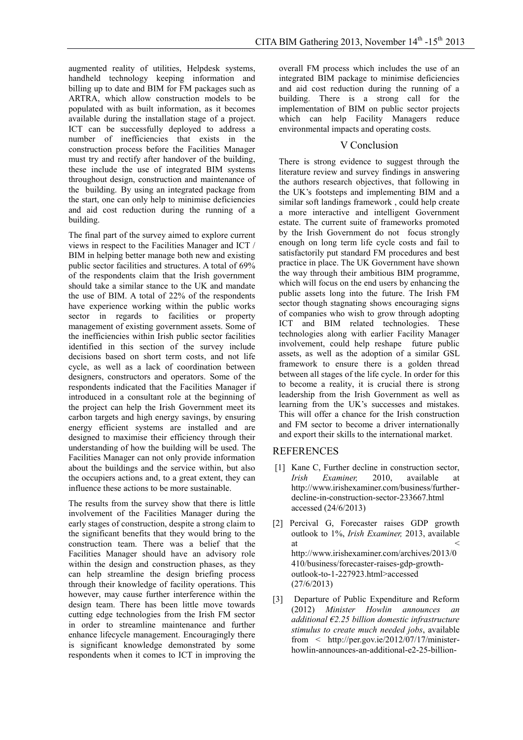augmented reality of utilities, Helpdesk systems, handheld technology keeping information and billing up to date and BIM for FM packages such as ARTRA, which allow construction models to be populated with as built information, as it becomes available during the installation stage of a project. ICT can be successfully deployed to address a number of inefficiencies that exists in the construction process before the Facilities Manager must try and rectify after handover of the building, these include the use of integrated BIM systems throughout design, construction and maintenance of the building. By using an integrated package from the start, one can only help to minimise deficiencies and aid cost reduction during the running of a building.

The final part of the survey aimed to explore current views in respect to the Facilities Manager and ICT / BIM in helping better manage both new and existing public sector facilities and structures. A total of 69% of the respondents claim that the Irish government should take a similar stance to the UK and mandate the use of BIM. A total of 22% of the respondents have experience working within the public works sector in regards to facilities or property management of existing government assets. Some of the inefficiencies within Irish public sector facilities identified in this section of the survey include decisions based on short term costs, and not life cycle, as well as a lack of coordination between designers, constructors and operators. Some of the respondents indicated that the Facilities Manager if introduced in a consultant role at the beginning of the project can help the Irish Government meet its carbon targets and high energy savings, by ensuring energy efficient systems are installed and are designed to maximise their efficiency through their understanding of how the building will be used. The Facilities Manager can not only provide information about the buildings and the service within, but also the occupiers actions and, to a great extent, they can influence these actions to be more sustainable.

The results from the survey show that there is little involvement of the Facilities Manager during the early stages of construction, despite a strong claim to the significant benefits that they would bring to the construction team. There was a belief that the Facilities Manager should have an advisory role within the design and construction phases, as they can help streamline the design briefing process through their knowledge of facility operations. This however, may cause further interference within the design team. There has been little move towards cutting edge technologies from the Irish FM sector in order to streamline maintenance and further enhance lifecycle management. Encouragingly there is significant knowledge demonstrated by some respondents when it comes to ICT in improving the overall FM process which includes the use of an integrated BIM package to minimise deficiencies and aid cost reduction during the running of a building. There is a strong call for the implementation of BIM on public sector projects which can help Facility Managers reduce environmental impacts and operating costs.

## V Conclusion

There is strong evidence to suggest through the literature review and survey findings in answering the authors research objectives, that following in the UK's footsteps and implementing BIM and a similar soft landings framework , could help create a more interactive and intelligent Government estate. The current suite of frameworks promoted by the Irish Government do not focus strongly enough on long term life cycle costs and fail to satisfactorily put standard FM procedures and best practice in place. The UK Government have shown the way through their ambitious BIM programme, which will focus on the end users by enhancing the public assets long into the future. The Irish FM sector though stagnating shows encouraging signs of companies who wish to grow through adopting ICT and BIM related technologies. These technologies along with earlier Facility Manager involvement, could help reshape future public assets, as well as the adoption of a similar GSL framework to ensure there is a golden thread between all stages of the life cycle. In order for this to become a reality, it is crucial there is strong leadership from the Irish Government as well as learning from the UK's successes and mistakes. This will offer a chance for the Irish construction and FM sector to become a driver internationally and export their skills to the international market.

## REFERENCES

[1] Kane C, Further decline in construction sector, *Irish Examiner,* 2010, available at http://www.irishexaminer.com/business/further-decline-in-construction-sector-233667.html accessed (24/6/2013)

[2] Percival G, Forecaster raises GDP growth outlook to 1%, *Irish Examiner,* 2013, available at < http://www.irishexaminer.com/archives/2013/0410/business/forecaster-raises-gdp-growth-outlook-to-1-227923.html>accessed (27/6/2013)

[3] Departure of Public Expenditure and Reform (2012) *Minister Howlin announces an additional €2.25 billion domestic infrastructure stimulus to create much needed jobs*, available from < http://per.gov.ie/2012/07/17/minister-howlin-announces-an-additional-e2-25-billion-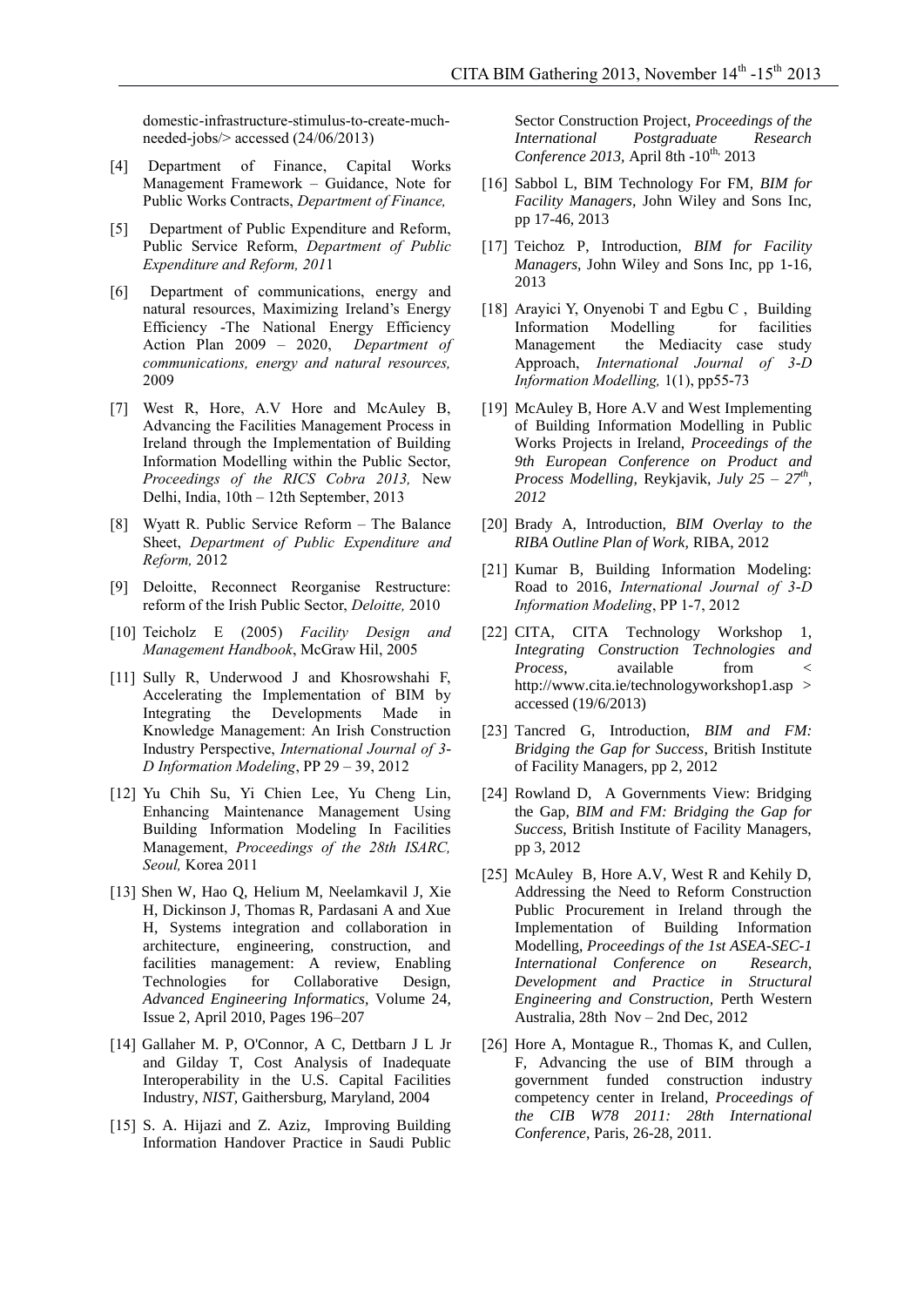domestic-infrastructure-stimulus-to-create-much-needed-jobs/> accessed (24/06/2013)

[4] Department of Finance, Capital Works Management Framework – Guidance, Note for Public Works Contracts, *Department of Finance,*

[5] Department of Public Expenditure and Reform, Public Service Reform, *Department of Public Expenditure and Reform, 201*1

[6] Department of communications, energy and natural resources, Maximizing Ireland's Energy Efficiency -The National Energy Efficiency Action Plan 2009 – 2020, *Department of communications, energy and natural resources,* 2009

[7] West R, Hore, A.V Hore and McAuley B, Advancing the Facilities Management Process in Ireland through the Implementation of Building Information Modelling within the Public Sector, *Proceedings of the RICS Cobra 2013,* New Delhi, India, 10th – 12th September, 2013

[8] Wyatt R. Public Service Reform – The Balance Sheet, *Department of Public Expenditure and Reform,* 2012

[9] Deloitte, Reconnect Reorganise Restructure: reform of the Irish Public Sector, *Deloitte,* 2010

[10] Teicholz E (2005) *Facility Design and Management Handbook*, McGraw Hil, 2005

[11] Sully R, Underwood J and Khosrowshahi F, Accelerating the Implementation of BIM by Integrating the Developments Made in Knowledge Management: An Irish Construction Industry Perspective, *International Journal of 3-D Information Modeling*, PP 29 – 39, 2012

[12] Yu Chih Su, Yi Chien Lee, Yu Cheng Lin, Enhancing Maintenance Management Using Building Information Modeling In Facilities Management, *Proceedings of the 28th ISARC, Seoul,* Korea 2011

[13] Shen W, Hao Q, Helium M, Neelamkavil J, Xie H, Dickinson J, Thomas R, Pardasani A and Xue H, Systems integration and collaboration in architecture, engineering, construction, and facilities management: A review, Enabling Technologies for Collaborative Design, *Advanced Engineering Informatics*, Volume 24, Issue 2, April 2010, Pages 196–207

[14] Gallaher M. P, O'Connor, A C, Dettbarn J L Jr and Gilday T, Cost Analysis of Inadequate Interoperability in the U.S. Capital Facilities Industry, *NIST,* Gaithersburg, Maryland, 2004

[15] S. A. Hijazi and Z. Aziz, Improving Building Information Handover Practice in Saudi Public Sector Construction Project, *Proceedings of the International Postgraduate Research Conference 2013,* April 8th -10th, 2013

[16] Sabbol L, BIM Technology For FM, *BIM for Facility Managers,* John Wiley and Sons Inc, pp 17-46, 2013

[17] Teichoz P, Introduction, *BIM for Facility Managers*, John Wiley and Sons Inc, pp 1-16, 2013

[18] Arayici Y, Onyenobi T and Egbu C , Building Information Modelling for facilities Management the Mediacity case study Approach, *International Journal of 3-D Information Modelling,* 1(1), pp55-73

[19] McAuley B, Hore A.V and West Implementing of Building Information Modelling in Public Works Projects in Ireland, *Proceedings of the 9th European Conference on Product and Process Modelling,* Reykjavik, *July 25 – 27th, 2012*

[20] Brady A, Introduction, *BIM Overlay to the RIBA Outline Plan of Work,* RIBA, 2012

[21] Kumar B, Building Information Modeling: Road to 2016, *International Journal of 3-D Information Modeling*, PP 1-7, 2012

[22] CITA, CITA Technology Workshop 1, *Integrating Construction Technologies and Process*, available from < http://www.cita.ie/technologyworkshop1.asp > accessed (19/6/2013)

[23] Tancred G, Introduction, *BIM and FM: Bridging the Gap for Success,* British Institute of Facility Managers, pp 2, 2012

[24] Rowland D, A Governments View: Bridging the Gap, *BIM and FM: Bridging the Gap for Success*, British Institute of Facility Managers, pp 3, 2012

[25] McAuley B, Hore A.V, West R and Kehily D, Addressing the Need to Reform Construction Public Procurement in Ireland through the Implementation of Building Information Modelling, *Proceedings of the 1st ASEA-SEC-1 International Conference on Research, Development and Practice in Structural Engineering and Construction,* Perth Western Australia, 28th Nov – 2nd Dec, 2012

[26] Hore A, Montague R., Thomas K, and Cullen, F, Advancing the use of BIM through a government funded construction industry competency center in Ireland, *Proceedings of the CIB W78 2011: 28th International Conference*, Paris, 26-28, 2011.